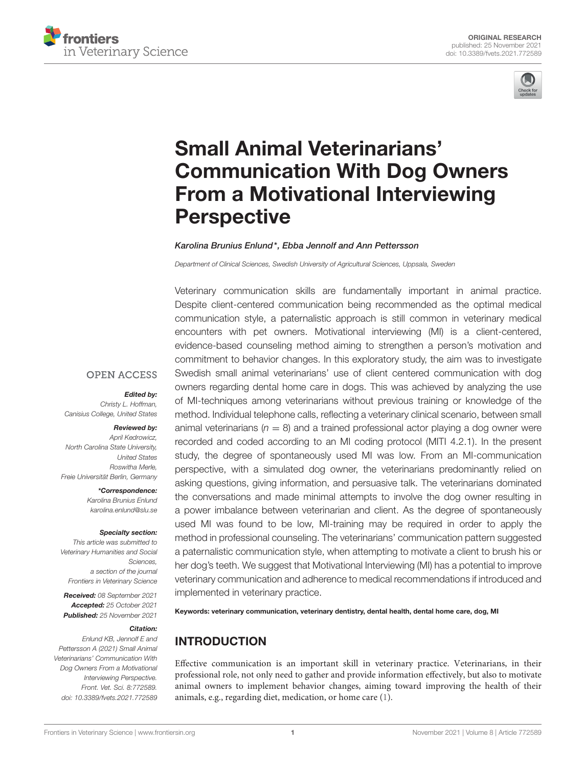ORIGINAL RESEARCH
published: 25 November 2021
doi: 10.3389/fvets.2021.772589

# Small Animal Veterinarians' Communication With Dog Owners From a Motivational Interviewing Perspective

*Karolina Brunius Enlund\*, Ebba Jennolf and Ann Pettersson*

*Department of Clinical Sciences, Swedish University of Agricultural Sciences, Uppsala, Sweden*

Veterinary communication skills are fundamentally important in animal practice. Despite client-centered communication being recommended as the optimal medical communication style, a paternalistic approach is still common in veterinary medical encounters with pet owners. Motivational interviewing (MI) is a client-centered, evidence-based counseling method aiming to strengthen a person's motivation and commitment to behavior changes. In this exploratory study, the aim was to investigate Swedish small animal veterinarians' use of client centered communication with dog owners regarding dental home care in dogs. This was achieved by analyzing the use of MI-techniques among veterinarians without previous training or knowledge of the method. Individual telephone calls, reflecting a veterinary clinical scenario, between small animal veterinarians ($n = 8$) and a trained professional actor playing a dog owner were recorded and coded according to an MI coding protocol (MITI 4.2.1). In the present study, the degree of spontaneously used MI was low. From an MI-communication perspective, with a simulated dog owner, the veterinarians predominantly relied on asking questions, giving information, and persuasive talk. The veterinarians dominated the conversations and made minimal attempts to involve the dog owner resulting in a power imbalance between veterinarian and client. As the degree of spontaneously used MI was found to be low, MI-training may be required in order to apply the method in professional counseling. The veterinarians' communication pattern suggested a paternalistic communication style, when attempting to motivate a client to brush his or her dog's teeth. We suggest that Motivational Interviewing (MI) has a potential to improve veterinary communication and adherence to medical recommendations if introduced and implemented in veterinary practice.

**Keywords: veterinary communication, veterinary dentistry, dental health, dental home care, dog, MI**

OPEN ACCESS

***Edited by:***
*Christy L. Hoffman, Canisius College, United States*

***Reviewed by:***
*April Kedrowicz, North Carolina State University, United States*
*Roswitha Merle, Freie Universität Berlin, Germany*

***\*Correspondence:***
*Karolina Brunius Enlund*
*karolina.enlund@slu.se*

***Specialty section:***
*This article was submitted to Veterinary Humanities and Social Sciences, a section of the journal Frontiers in Veterinary Science*

***Received:*** *08 September 2021*
***Accepted:*** *25 October 2021*
***Published:*** *25 November 2021*

***Citation:***
*Enlund KB, Jennolf E and Pettersson A (2021) Small Animal Veterinarians' Communication With Dog Owners From a Motivational Interviewing Perspective. Front. Vet. Sci. 8:772589. doi: 10.3389/fvets.2021.772589*

## INTRODUCTION

Effective communication is an important skill in veterinary practice. Veterinarians, in their professional role, not only need to gather and provide information effectively, but also to motivate animal owners to implement behavior changes, aiming toward improving the health of their animals, e.g., regarding diet, medication, or home care (1).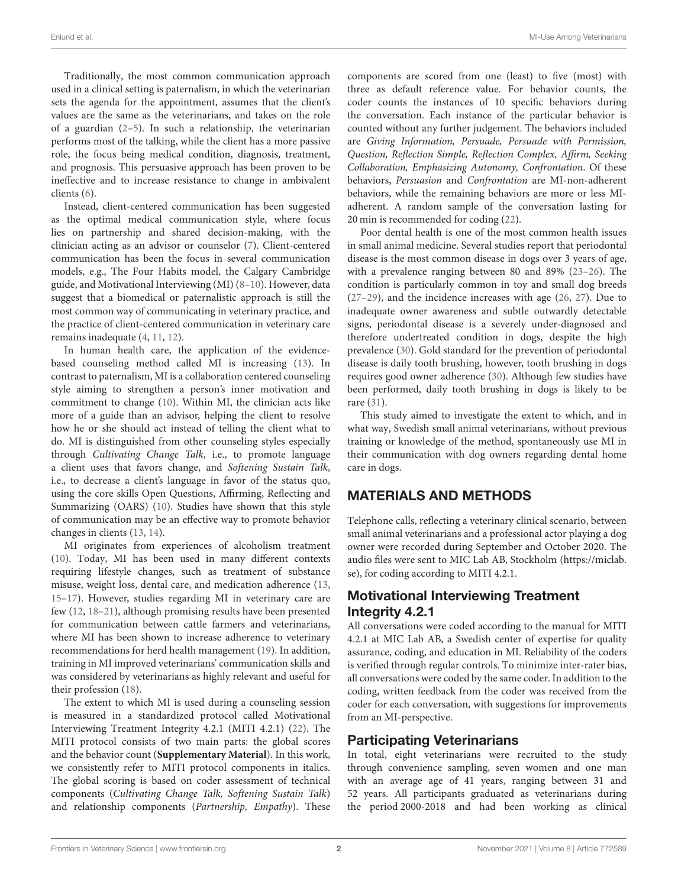Traditionally, the most common communication approach used in a clinical setting is paternalism, in which the veterinarian sets the agenda for the appointment, assumes that the client's values are the same as the veterinarians, and takes on the role of a guardian (2–5). In such a relationship, the veterinarian performs most of the talking, while the client has a more passive role, the focus being medical condition, diagnosis, treatment, and prognosis. This persuasive approach has been proven to be ineffective and to increase resistance to change in ambivalent clients (6).

Instead, client-centered communication has been suggested as the optimal medical communication style, where focus lies on partnership and shared decision-making, with the clinician acting as an advisor or counselor (7). Client-centered communication has been the focus in several communication models, e.g., The Four Habits model, the Calgary Cambridge guide, and Motivational Interviewing (MI) (8–10). However, data suggest that a biomedical or paternalistic approach is still the most common way of communicating in veterinary practice, and the practice of client-centered communication in veterinary care remains inadequate (4, 11, 12).

In human health care, the application of the evidence-based counseling method called MI is increasing (13). In contrast to paternalism, MI is a collaboration centered counseling style aiming to strengthen a person's inner motivation and commitment to change (10). Within MI, the clinician acts like more of a guide than an advisor, helping the client to resolve how he or she should act instead of telling the client what to do. MI is distinguished from other counseling styles especially through *Cultivating Change Talk*, i.e., to promote language a client uses that favors change, and *Softening Sustain Talk*, i.e., to decrease a client's language in favor of the status quo, using the core skills Open Questions, Affirming, Reflecting and Summarizing (OARS) (10). Studies have shown that this style of communication may be an effective way to promote behavior changes in clients (13, 14).

MI originates from experiences of alcoholism treatment (10). Today, MI has been used in many different contexts requiring lifestyle changes, such as treatment of substance misuse, weight loss, dental care, and medication adherence (13, 15–17). However, studies regarding MI in veterinary care are few (12, 18–21), although promising results have been presented for communication between cattle farmers and veterinarians, where MI has been shown to increase adherence to veterinary recommendations for herd health management (19). In addition, training in MI improved veterinarians' communication skills and was considered by veterinarians as highly relevant and useful for their profession (18).

The extent to which MI is used during a counseling session is measured in a standardized protocol called Motivational Interviewing Treatment Integrity 4.2.1 (MITI 4.2.1) (22). The MITI protocol consists of two main parts: the global scores and the behavior count (**Supplementary Material**). In this work, we consistently refer to MITI protocol components in italics. The global scoring is based on coder assessment of technical components (*Cultivating Change Talk, Softening Sustain Talk*) and relationship components (*Partnership, Empathy*). These components are scored from one (least) to five (most) with three as default reference value. For behavior counts, the coder counts the instances of 10 specific behaviors during the conversation. Each instance of the particular behavior is counted without any further judgement. The behaviors included are *Giving Information, Persuade, Persuade with Permission, Question, Reflection Simple, Reflection Complex, Affirm, Seeking Collaboration, Emphasizing Autonomy, Confrontation*. Of these behaviors, *Persuasion* and *Confrontation* are MI-non-adherent behaviors, while the remaining behaviors are more or less MI-adherent. A random sample of the conversation lasting for 20 min is recommended for coding (22).

Poor dental health is one of the most common health issues in small animal medicine. Several studies report that periodontal disease is the most common disease in dogs over 3 years of age, with a prevalence ranging between 80 and 89% (23–26). The condition is particularly common in toy and small dog breeds (27–29), and the incidence increases with age (26, 27). Due to inadequate owner awareness and subtle outwardly detectable signs, periodontal disease is a severely under-diagnosed and therefore undertreated condition in dogs, despite the high prevalence (30). Gold standard for the prevention of periodontal disease is daily tooth brushing, however, tooth brushing in dogs requires good owner adherence (30). Although few studies have been performed, daily tooth brushing in dogs is likely to be rare (31).

This study aimed to investigate the extent to which, and in what way, Swedish small animal veterinarians, without previous training or knowledge of the method, spontaneously use MI in their communication with dog owners regarding dental home care in dogs.

## MATERIALS AND METHODS

Telephone calls, reflecting a veterinary clinical scenario, between small animal veterinarians and a professional actor playing a dog owner were recorded during September and October 2020. The audio files were sent to MIC Lab AB, Stockholm (https://miclab.se), for coding according to MITI 4.2.1.

### Motivational Interviewing Treatment Integrity 4.2.1

All conversations were coded according to the manual for MITI 4.2.1 at MIC Lab AB, a Swedish center of expertise for quality assurance, coding, and education in MI. Reliability of the coders is verified through regular controls. To minimize inter-rater bias, all conversations were coded by the same coder. In addition to the coding, written feedback from the coder was received from the coder for each conversation, with suggestions for improvements from an MI-perspective.

### Participating Veterinarians

In total, eight veterinarians were recruited to the study through convenience sampling, seven women and one man with an average age of 41 years, ranging between 31 and 52 years. All participants graduated as veterinarians during the period 2000-2018 and had been working as clinical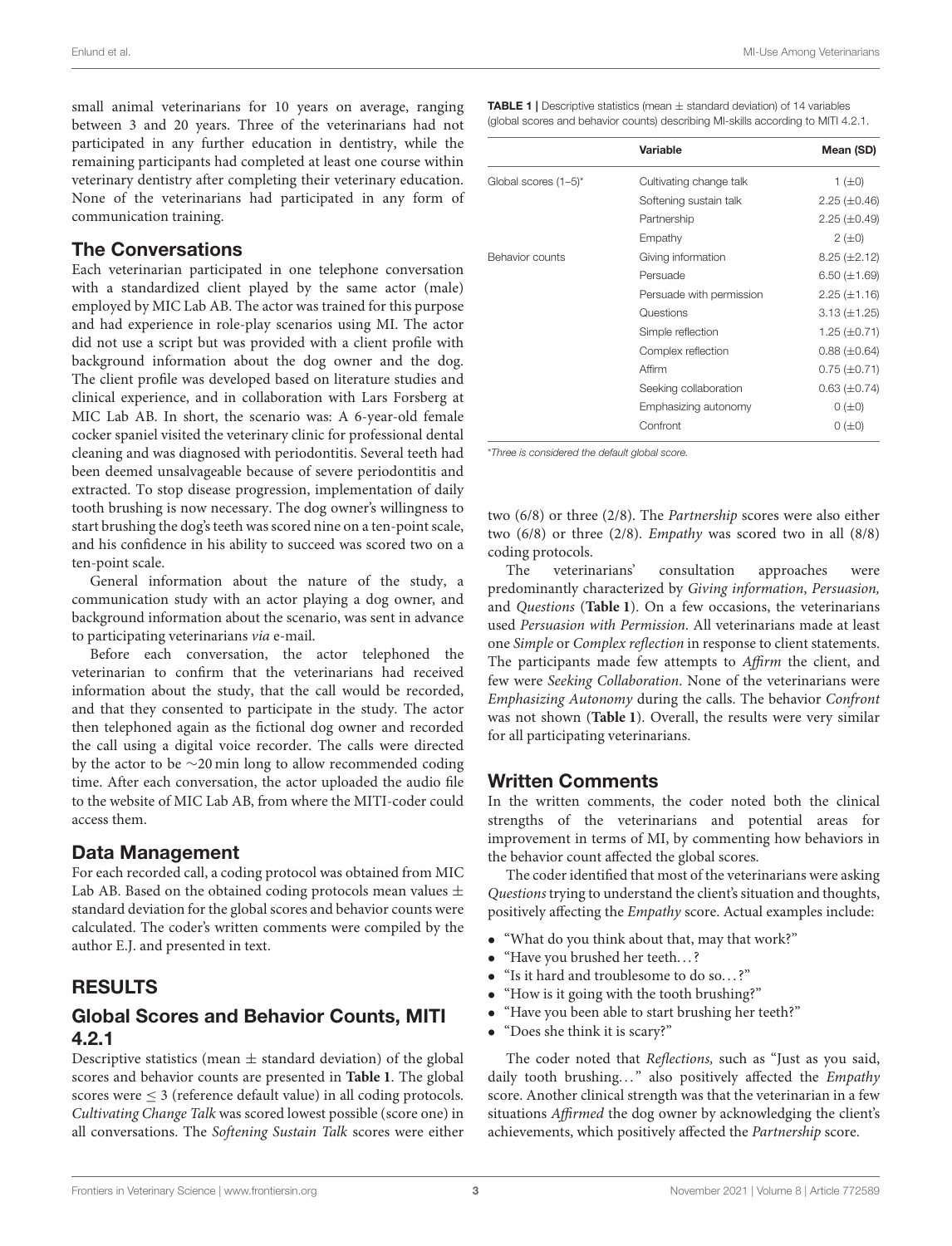small animal veterinarians for 10 years on average, ranging between 3 and 20 years. Three of the veterinarians had not participated in any further education in dentistry, while the remaining participants had completed at least one course within veterinary dentistry after completing their veterinary education. None of the veterinarians had participated in any form of communication training.

## The Conversations

Each veterinarian participated in one telephone conversation with a standardized client played by the same actor (male) employed by MIC Lab AB. The actor was trained for this purpose and had experience in role-play scenarios using MI. The actor did not use a script but was provided with a client profile with background information about the dog owner and the dog. The client profile was developed based on literature studies and clinical experience, and in collaboration with Lars Forsberg at MIC Lab AB. In short, the scenario was: A 6-year-old female cocker spaniel visited the veterinary clinic for professional dental cleaning and was diagnosed with periodontitis. Several teeth had been deemed unsalvageable because of severe periodontitis and extracted. To stop disease progression, implementation of daily tooth brushing is now necessary. The dog owner's willingness to start brushing the dog's teeth was scored nine on a ten-point scale, and his confidence in his ability to succeed was scored two on a ten-point scale.

General information about the nature of the study, a communication study with an actor playing a dog owner, and background information about the scenario, was sent in advance to participating veterinarians *via* e-mail.

Before each conversation, the actor telephoned the veterinarian to confirm that the veterinarians had received information about the study, that the call would be recorded, and that they consented to participate in the study. The actor then telephoned again as the fictional dog owner and recorded the call using a digital voice recorder. The calls were directed by the actor to be ∼20 min long to allow recommended coding time. After each conversation, the actor uploaded the audio file to the website of MIC Lab AB, from where the MITI-coder could access them.

## Data Management

For each recorded call, a coding protocol was obtained from MIC Lab AB. Based on the obtained coding protocols mean values ± standard deviation for the global scores and behavior counts were calculated. The coder's written comments were compiled by the author E.J. and presented in text.

# RESULTS

## Global Scores and Behavior Counts, MITI 4.2.1

Descriptive statistics (mean ± standard deviation) of the global scores and behavior counts are presented in **Table 1**. The global scores were ≤ 3 (reference default value) in all coding protocols. *Cultivating Change Talk* was scored lowest possible (score one) in all conversations. The *Softening Sustain Talk* scores were either two (6/8) or three (2/8). The *Partnership* scores were also either two (6/8) or three (2/8). *Empathy* was scored two in all (8/8) coding protocols.

**TABLE 1** | Descriptive statistics (mean ± standard deviation) of 14 variables (global scores and behavior counts) describing MI-skills according to MITI 4.2.1.

| | Variable | Mean (SD) |
|---|---|---|
| Global scores (1–5)* | Cultivating change talk | 1 (±0) |
| | Softening sustain talk | 2.25 (±0.46) |
| | Partnership | 2.25 (±0.49) |
| | Empathy | 2 (±0) |
| Behavior counts | Giving information | 8.25 (±2.12) |
| | Persuade | 6.50 (±1.69) |
| | Persuade with permission | 2.25 (±1.16) |
| | Questions | 3.13 (±1.25) |
| | Simple reflection | 1.25 (±0.71) |
| | Complex reflection | 0.88 (±0.64) |
| | Affirm | 0.75 (±0.71) |
| | Seeking collaboration | 0.63 (±0.74) |
| | Emphasizing autonomy | 0 (±0) |
| | Confront | 0 (±0) |

*Three is considered the default global score.

The veterinarians' consultation approaches were predominantly characterized by *Giving information*, *Persuasion,* and *Questions* (**Table 1**). On a few occasions, the veterinarians used *Persuasion with Permission*. All veterinarians made at least one *Simple* or *Complex reflection* in response to client statements. The participants made few attempts to *Affirm* the client, and few were *Seeking Collaboration*. None of the veterinarians were *Emphasizing Autonomy* during the calls. The behavior *Confront* was not shown (**Table 1**). Overall, the results were very similar for all participating veterinarians.

## Written Comments

In the written comments, the coder noted both the clinical strengths of the veterinarians and potential areas for improvement in terms of MI, by commenting how behaviors in the behavior count affected the global scores.

The coder identified that most of the veterinarians were asking *Questions* trying to understand the client's situation and thoughts, positively affecting the *Empathy* score. Actual examples include:

- "What do you think about that, may that work?"
- "Have you brushed her teeth…?
- "Is it hard and troublesome to do so…?"
- "How is it going with the tooth brushing?"
- "Have you been able to start brushing her teeth?"
- "Does she think it is scary?"

The coder noted that *Reflections,* such as "Just as you said, daily tooth brushing…" also positively affected the *Empathy* score. Another clinical strength was that the veterinarian in a few situations *Affirmed* the dog owner by acknowledging the client's achievements, which positively affected the *Partnership* score.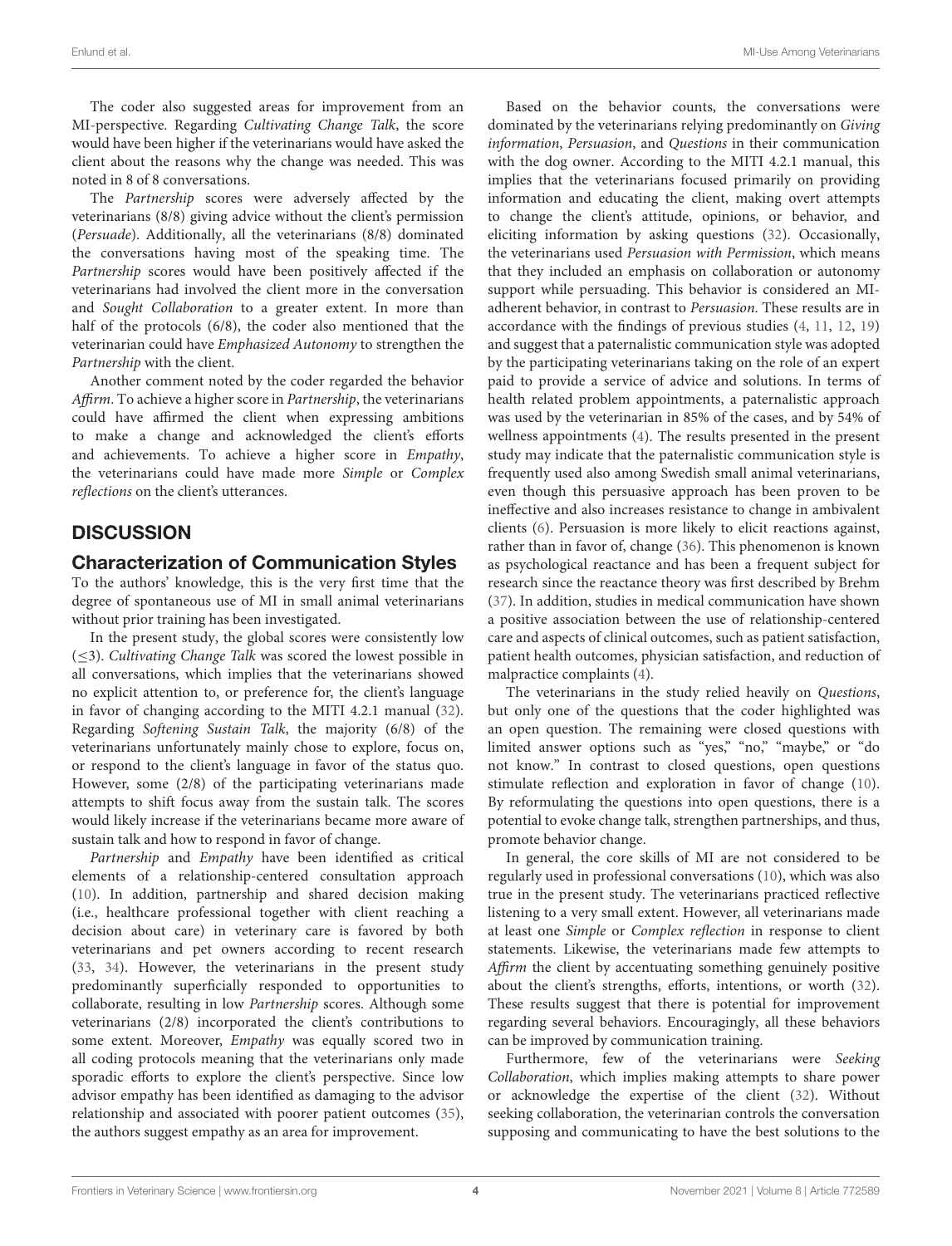The coder also suggested areas for improvement from an MI-perspective. Regarding *Cultivating Change Talk*, the score would have been higher if the veterinarians would have asked the client about the reasons why the change was needed. This was noted in 8 of 8 conversations.

The *Partnership* scores were adversely affected by the veterinarians (8/8) giving advice without the client's permission (*Persuade*). Additionally, all the veterinarians (8/8) dominated the conversations having most of the speaking time. The *Partnership* scores would have been positively affected if the veterinarians had involved the client more in the conversation and *Sought Collaboration* to a greater extent. In more than half of the protocols (6/8), the coder also mentioned that the veterinarian could have *Emphasized Autonomy* to strengthen the *Partnership* with the client.

Another comment noted by the coder regarded the behavior *Affirm*. To achieve a higher score in *Partnership*, the veterinarians could have affirmed the client when expressing ambitions to make a change and acknowledged the client's efforts and achievements. To achieve a higher score in *Empathy*, the veterinarians could have made more *Simple* or *Complex reflections* on the client's utterances.

## DISCUSSION

### Characterization of Communication Styles

To the authors' knowledge, this is the very first time that the degree of spontaneous use of MI in small animal veterinarians without prior training has been investigated.

In the present study, the global scores were consistently low ($\leq 3$). *Cultivating Change Talk* was scored the lowest possible in all conversations, which implies that the veterinarians showed no explicit attention to, or preference for, the client's language in favor of changing according to the MITI 4.2.1 manual (32). Regarding *Softening Sustain Talk*, the majority (6/8) of the veterinarians unfortunately mainly chose to explore, focus on, or respond to the client's language in favor of the status quo. However, some (2/8) of the participating veterinarians made attempts to shift focus away from the sustain talk. The scores would likely increase if the veterinarians became more aware of sustain talk and how to respond in favor of change.

*Partnership* and *Empathy* have been identified as critical elements of a relationship-centered consultation approach (10). In addition, partnership and shared decision making (i.e., healthcare professional together with client reaching a decision about care) in veterinary care is favored by both veterinarians and pet owners according to recent research (33, 34). However, the veterinarians in the present study predominantly superficially responded to opportunities to collaborate, resulting in low *Partnership* scores. Although some veterinarians (2/8) incorporated the client's contributions to some extent. Moreover, *Empathy* was equally scored two in all coding protocols meaning that the veterinarians only made sporadic efforts to explore the client's perspective. Since low advisor empathy has been identified as damaging to the advisor relationship and associated with poorer patient outcomes (35), the authors suggest empathy as an area for improvement.

Based on the behavior counts, the conversations were dominated by the veterinarians relying predominantly on *Giving information*, *Persuasion*, and *Questions* in their communication with the dog owner. According to the MITI 4.2.1 manual, this implies that the veterinarians focused primarily on providing information and educating the client, making overt attempts to change the client's attitude, opinions, or behavior, and eliciting information by asking questions (32). Occasionally, the veterinarians used *Persuasion with Permission*, which means that they included an emphasis on collaboration or autonomy support while persuading. This behavior is considered an MI-adherent behavior, in contrast to *Persuasion*. These results are in accordance with the findings of previous studies (4, 11, 12, 19) and suggest that a paternalistic communication style was adopted by the participating veterinarians taking on the role of an expert paid to provide a service of advice and solutions. In terms of health related problem appointments, a paternalistic approach was used by the veterinarian in 85% of the cases, and by 54% of wellness appointments (4). The results presented in the present study may indicate that the paternalistic communication style is frequently used also among Swedish small animal veterinarians, even though this persuasive approach has been proven to be ineffective and also increases resistance to change in ambivalent clients (6). Persuasion is more likely to elicit reactions against, rather than in favor of, change (36). This phenomenon is known as psychological reactance and has been a frequent subject for research since the reactance theory was first described by Brehm (37). In addition, studies in medical communication have shown a positive association between the use of relationship-centered care and aspects of clinical outcomes, such as patient satisfaction, patient health outcomes, physician satisfaction, and reduction of malpractice complaints (4).

The veterinarians in the study relied heavily on *Questions*, but only one of the questions that the coder highlighted was an open question. The remaining were closed questions with limited answer options such as "yes," "no," "maybe," or "do not know." In contrast to closed questions, open questions stimulate reflection and exploration in favor of change (10). By reformulating the questions into open questions, there is a potential to evoke change talk, strengthen partnerships, and thus, promote behavior change.

In general, the core skills of MI are not considered to be regularly used in professional conversations (10), which was also true in the present study. The veterinarians practiced reflective listening to a very small extent. However, all veterinarians made at least one *Simple* or *Complex reflection* in response to client statements. Likewise, the veterinarians made few attempts to *Affirm* the client by accentuating something genuinely positive about the client's strengths, efforts, intentions, or worth (32). These results suggest that there is potential for improvement regarding several behaviors. Encouragingly, all these behaviors can be improved by communication training.

Furthermore, few of the veterinarians were *Seeking Collaboration*, which implies making attempts to share power or acknowledge the expertise of the client (32). Without seeking collaboration, the veterinarian controls the conversation supposing and communicating to have the best solutions to the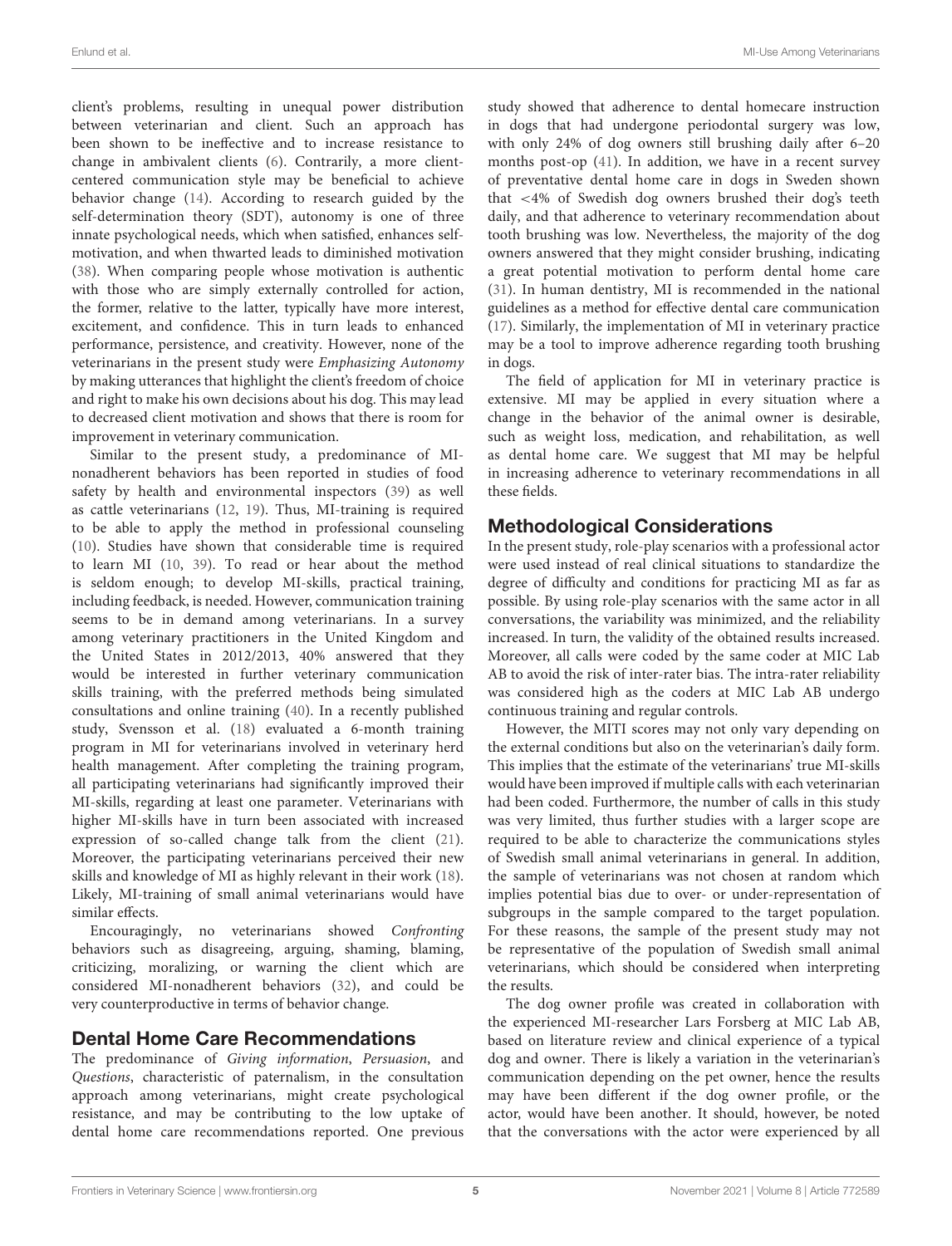client's problems, resulting in unequal power distribution between veterinarian and client. Such an approach has been shown to be ineffective and to increase resistance to change in ambivalent clients (6). Contrarily, a more client-centered communication style may be beneficial to achieve behavior change (14). According to research guided by the self-determination theory (SDT), autonomy is one of three innate psychological needs, which when satisfied, enhances self-motivation, and when thwarted leads to diminished motivation (38). When comparing people whose motivation is authentic with those who are simply externally controlled for action, the former, relative to the latter, typically have more interest, excitement, and confidence. This in turn leads to enhanced performance, persistence, and creativity. However, none of the veterinarians in the present study were *Emphasizing Autonomy* by making utterances that highlight the client's freedom of choice and right to make his own decisions about his dog. This may lead to decreased client motivation and shows that there is room for improvement in veterinary communication.

Similar to the present study, a predominance of MI-nonadherent behaviors has been reported in studies of food safety by health and environmental inspectors (39) as well as cattle veterinarians (12, 19). Thus, MI-training is required to be able to apply the method in professional counseling (10). Studies have shown that considerable time is required to learn MI (10, 39). To read or hear about the method is seldom enough; to develop MI-skills, practical training, including feedback, is needed. However, communication training seems to be in demand among veterinarians. In a survey among veterinary practitioners in the United Kingdom and the United States in 2012/2013, 40% answered that they would be interested in further veterinary communication skills training, with the preferred methods being simulated consultations and online training (40). In a recently published study, Svensson et al. (18) evaluated a 6-month training program in MI for veterinarians involved in veterinary herd health management. After completing the training program, all participating veterinarians had significantly improved their MI-skills, regarding at least one parameter. Veterinarians with higher MI-skills have in turn been associated with increased expression of so-called change talk from the client (21). Moreover, the participating veterinarians perceived their new skills and knowledge of MI as highly relevant in their work (18). Likely, MI-training of small animal veterinarians would have similar effects.

Encouragingly, no veterinarians showed *Confronting* behaviors such as disagreeing, arguing, shaming, blaming, criticizing, moralizing, or warning the client which are considered MI-nonadherent behaviors (32), and could be very counterproductive in terms of behavior change.

## Dental Home Care Recommendations

The predominance of *Giving information*, *Persuasion*, and *Questions*, characteristic of paternalism, in the consultation approach among veterinarians, might create psychological resistance, and may be contributing to the low uptake of dental home care recommendations reported. One previous study showed that adherence to dental homecare instruction in dogs that had undergone periodontal surgery was low, with only 24% of dog owners still brushing daily after 6–20 months post-op (41). In addition, we have in a recent survey of preventative dental home care in dogs in Sweden shown that <4% of Swedish dog owners brushed their dog's teeth daily, and that adherence to veterinary recommendation about tooth brushing was low. Nevertheless, the majority of the dog owners answered that they might consider brushing, indicating a great potential motivation to perform dental home care (31). In human dentistry, MI is recommended in the national guidelines as a method for effective dental care communication (17). Similarly, the implementation of MI in veterinary practice may be a tool to improve adherence regarding tooth brushing in dogs.

The field of application for MI in veterinary practice is extensive. MI may be applied in every situation where a change in the behavior of the animal owner is desirable, such as weight loss, medication, and rehabilitation, as well as dental home care. We suggest that MI may be helpful in increasing adherence to veterinary recommendations in all these fields.

## Methodological Considerations

In the present study, role-play scenarios with a professional actor were used instead of real clinical situations to standardize the degree of difficulty and conditions for practicing MI as far as possible. By using role-play scenarios with the same actor in all conversations, the variability was minimized, and the reliability increased. In turn, the validity of the obtained results increased. Moreover, all calls were coded by the same coder at MIC Lab AB to avoid the risk of inter-rater bias. The intra-rater reliability was considered high as the coders at MIC Lab AB undergo continuous training and regular controls.

However, the MITI scores may not only vary depending on the external conditions but also on the veterinarian's daily form. This implies that the estimate of the veterinarians' true MI-skills would have been improved if multiple calls with each veterinarian had been coded. Furthermore, the number of calls in this study was very limited, thus further studies with a larger scope are required to be able to characterize the communications styles of Swedish small animal veterinarians in general. In addition, the sample of veterinarians was not chosen at random which implies potential bias due to over- or under-representation of subgroups in the sample compared to the target population. For these reasons, the sample of the present study may not be representative of the population of Swedish small animal veterinarians, which should be considered when interpreting the results.

The dog owner profile was created in collaboration with the experienced MI-researcher Lars Forsberg at MIC Lab AB, based on literature review and clinical experience of a typical dog and owner. There is likely a variation in the veterinarian's communication depending on the pet owner, hence the results may have been different if the dog owner profile, or the actor, would have been another. It should, however, be noted that the conversations with the actor were experienced by all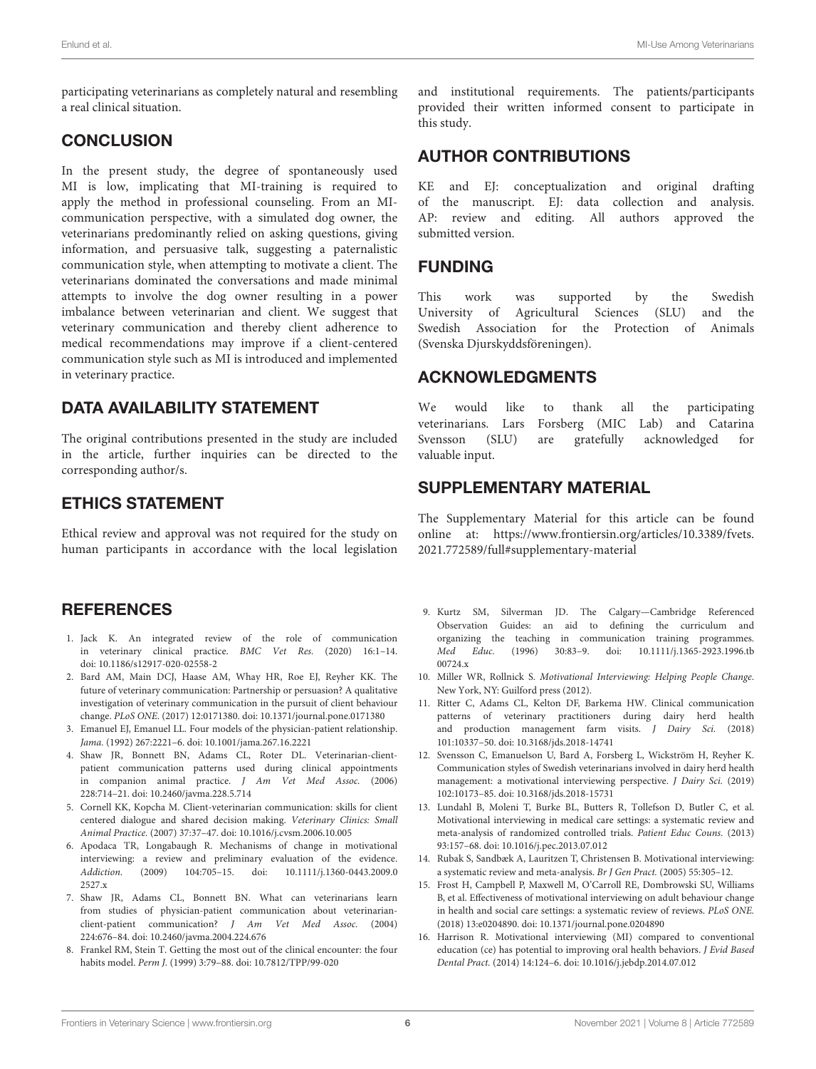participating veterinarians as completely natural and resembling a real clinical situation.

## CONCLUSION

In the present study, the degree of spontaneously used MI is low, implicating that MI-training is required to apply the method in professional counseling. From an MI-communication perspective, with a simulated dog owner, the veterinarians predominantly relied on asking questions, giving information, and persuasive talk, suggesting a paternalistic communication style, when attempting to motivate a client. The veterinarians dominated the conversations and made minimal attempts to involve the dog owner resulting in a power imbalance between veterinarian and client. We suggest that veterinary communication and thereby client adherence to medical recommendations may improve if a client-centered communication style such as MI is introduced and implemented in veterinary practice.

## DATA AVAILABILITY STATEMENT

The original contributions presented in the study are included in the article, further inquiries can be directed to the corresponding author/s.

## ETHICS STATEMENT

Ethical review and approval was not required for the study on human participants in accordance with the local legislation and institutional requirements. The patients/participants provided their written informed consent to participate in this study.

## AUTHOR CONTRIBUTIONS

KE and EJ: conceptualization and original drafting of the manuscript. EJ: data collection and analysis. AP: review and editing. All authors approved the submitted version.

## FUNDING

This work was supported by the Swedish University of Agricultural Sciences (SLU) and the Swedish Association for the Protection of Animals (Svenska Djurskyddsföreningen).

## ACKNOWLEDGMENTS

We would like to thank all the participating veterinarians. Lars Forsberg (MIC Lab) and Catarina Svensson (SLU) are gratefully acknowledged for valuable input.

## SUPPLEMENTARY MATERIAL

The Supplementary Material for this article can be found online at: https://www.frontiersin.org/articles/10.3389/fvets.2021.772589/full#supplementary-material

## REFERENCES

1. Jack K. An integrated review of the role of communication in veterinary clinical practice. *BMC Vet Res.* (2020) 16:1–14. doi: 10.1186/s12917-020-02558-2
2. Bard AM, Main DCJ, Haase AM, Whay HR, Roe EJ, Reyher KK. The future of veterinary communication: Partnership or persuasion? A qualitative investigation of veterinary communication in the pursuit of client behaviour change. *PLoS ONE.* (2017) 12:0171380. doi: 10.1371/journal.pone.0171380
3. Emanuel EJ, Emanuel LL. Four models of the physician-patient relationship. *Jama.* (1992) 267:2221–6. doi: 10.1001/jama.267.16.2221
4. Shaw JR, Bonnett BN, Adams CL, Roter DL. Veterinarian-client-patient communication patterns used during clinical appointments in companion animal practice. *J Am Vet Med Assoc.* (2006) 228:714–21. doi: 10.2460/javma.228.5.714
5. Cornell KK, Kopcha M. Client-veterinarian communication: skills for client centered dialogue and shared decision making. *Veterinary Clinics: Small Animal Practice.* (2007) 37:37–47. doi: 10.1016/j.cvsm.2006.10.005
6. Apodaca TR, Longabaugh R. Mechanisms of change in motivational interviewing: a review and preliminary evaluation of the evidence. *Addiction.* (2009) 104:705–15. doi: 10.1111/j.1360-0443.2009.02527.x
7. Shaw JR, Adams CL, Bonnett BN. What can veterinarians learn from studies of physician-patient communication about veterinarian-client-patient communication? *J Am Vet Med Assoc.* (2004) 224:676–84. doi: 10.2460/javma.2004.224.676
8. Frankel RM, Stein T. Getting the most out of the clinical encounter: the four habits model. *Perm J.* (1999) 3:79–88. doi: 10.7812/TPP/99-020
9. Kurtz SM, Silverman JD. The Calgary—Cambridge Referenced Observation Guides: an aid to defining the curriculum and organizing the teaching in communication training programmes. *Med Educ.* (1996) 30:83–9. doi: 10.1111/j.1365-2923.1996.tb00724.x
10. Miller WR, Rollnick S. *Motivational Interviewing: Helping People Change*. New York, NY: Guilford press (2012).
11. Ritter C, Adams CL, Kelton DF, Barkema HW. Clinical communication patterns of veterinary practitioners during dairy herd health and production management farm visits. *J Dairy Sci.* (2018) 101:10337–50. doi: 10.3168/jds.2018-14741
12. Svensson C, Emanuelson U, Bard A, Forsberg L, Wickström H, Reyher K. Communication styles of Swedish veterinarians involved in dairy herd health management: a motivational interviewing perspective. *J Dairy Sci.* (2019) 102:10173–85. doi: 10.3168/jds.2018-15731
13. Lundahl B, Moleni T, Burke BL, Butters R, Tollefson D, Butler C, et al. Motivational interviewing in medical care settings: a systematic review and meta-analysis of randomized controlled trials. *Patient Educ Couns.* (2013) 93:157–68. doi: 10.1016/j.pec.2013.07.012
14. Rubak S, Sandbæk A, Lauritzen T, Christensen B. Motivational interviewing: a systematic review and meta-analysis. *Br J Gen Pract.* (2005) 55:305–12.
15. Frost H, Campbell P, Maxwell M, O'Carroll RE, Dombrowski SU, Williams B, et al. Effectiveness of motivational interviewing on adult behaviour change in health and social care settings: a systematic review of reviews. *PLoS ONE.* (2018) 13:e0204890. doi: 10.1371/journal.pone.0204890
16. Harrison R. Motivational interviewing (MI) compared to conventional education (ce) has potential to improving oral health behaviors. *J Evid Based Dental Pract.* (2014) 14:124–6. doi: 10.1016/j.jebdp.2014.07.012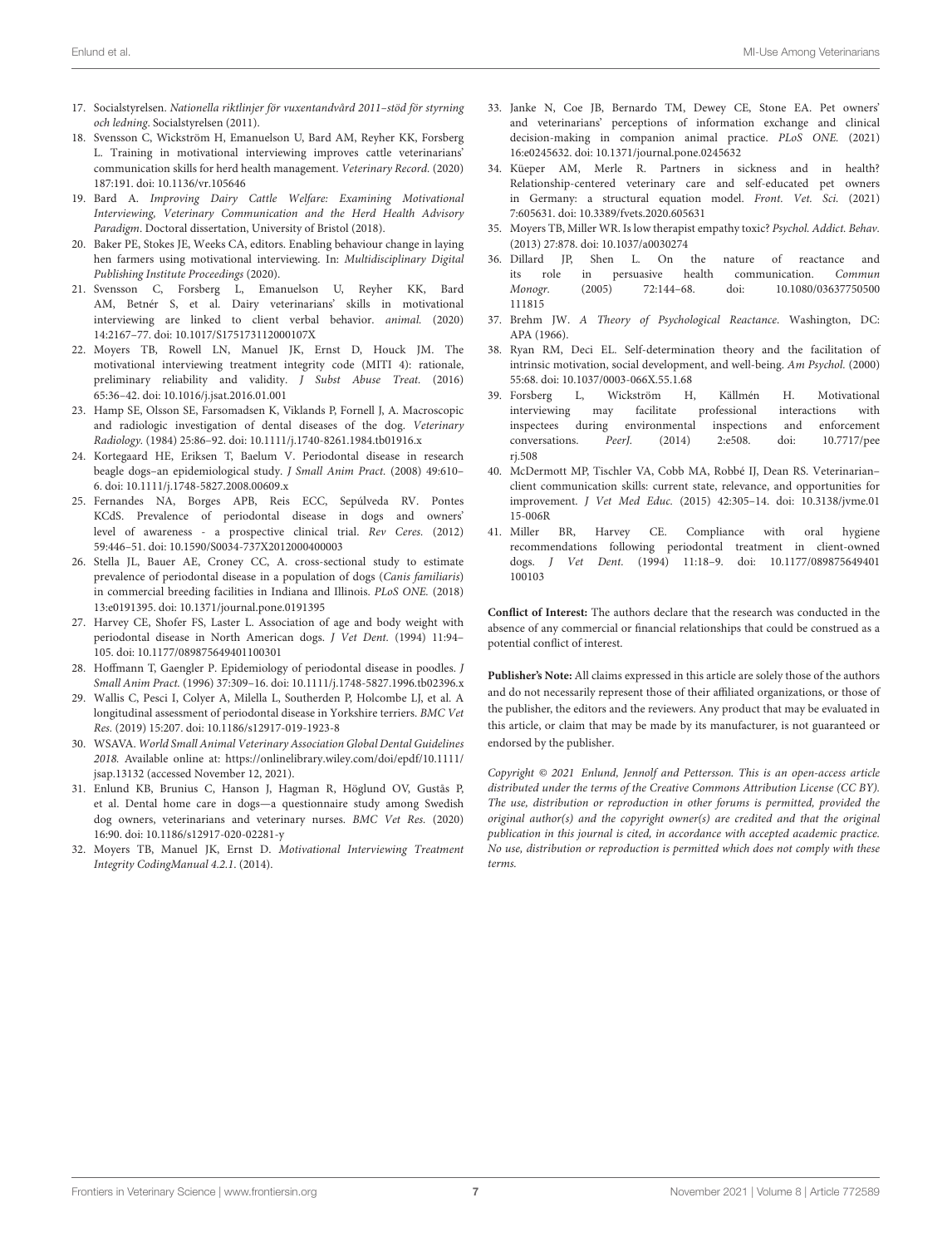17. Socialstyrelsen. *Nationella riktlinjer för vuxentandvård 2011–stöd för styrning och ledning*. Socialstyrelsen (2011).
18. Svensson C, Wickström H, Emanuelson U, Bard AM, Reyher KK, Forsberg L. Training in motivational interviewing improves cattle veterinarians' communication skills for herd health management. *Veterinary Record.* (2020) 187:191. doi: 10.1136/vr.105646
19. Bard A. *Improving Dairy Cattle Welfare: Examining Motivational Interviewing, Veterinary Communication and the Herd Health Advisory Paradigm*. Doctoral dissertation, University of Bristol (2018).
20. Baker PE, Stokes JE, Weeks CA, editors. Enabling behaviour change in laying hen farmers using motivational interviewing. In: *Multidisciplinary Digital Publishing Institute Proceedings* (2020).
21. Svensson C, Forsberg L, Emanuelson U, Reyher KK, Bard AM, Betnér S, et al. Dairy veterinarians' skills in motivational interviewing are linked to client verbal behavior. *animal.* (2020) 14:2167–77. doi: 10.1017/S175173112000107X
22. Moyers TB, Rowell LN, Manuel JK, Ernst D, Houck JM. The motivational interviewing treatment integrity code (MITI 4): rationale, preliminary reliability and validity. *J Subst Abuse Treat.* (2016) 65:36–42. doi: 10.1016/j.jsat.2016.01.001
23. Hamp SE, Olsson SE, Farsomadsen K, Viklands P, Fornell J, A. Macroscopic and radiologic investigation of dental diseases of the dog. *Veterinary Radiology.* (1984) 25:86–92. doi: 10.1111/j.1740-8261.1984.tb01916.x
24. Kortegaard HE, Eriksen T, Baelum V. Periodontal disease in research beagle dogs–an epidemiological study. *J Small Anim Pract.* (2008) 49:610–6. doi: 10.1111/j.1748-5827.2008.00609.x
25. Fernandes NA, Borges APB, Reis ECC, Sepúlveda RV. Pontes KCdS. Prevalence of periodontal disease in dogs and owners' level of awareness - a prospective clinical trial. *Rev Ceres.* (2012) 59:446–51. doi: 10.1590/S0034-737X2012000400003
26. Stella JL, Bauer AE, Croney CC, A. cross-sectional study to estimate prevalence of periodontal disease in a population of dogs (*Canis familiaris*) in commercial breeding facilities in Indiana and Illinois. *PLoS ONE.* (2018) 13:e0191395. doi: 10.1371/journal.pone.0191395
27. Harvey CE, Shofer FS, Laster L. Association of age and body weight with periodontal disease in North American dogs. *J Vet Dent.* (1994) 11:94–105. doi: 10.1177/089875649401100301
28. Hoffmann T, Gaengler P. Epidemiology of periodontal disease in poodles. *J Small Anim Pract.* (1996) 37:309–16. doi: 10.1111/j.1748-5827.1996.tb02396.x
29. Wallis C, Pesci I, Colyer A, Milella L, Southerden P, Holcombe LJ, et al. A longitudinal assessment of periodontal disease in Yorkshire terriers. *BMC Vet Res.* (2019) 15:207. doi: 10.1186/s12917-019-1923-8
30. WSAVA. *World Small Animal Veterinary Association Global Dental Guidelines 2018.* Available online at: https://onlinelibrary.wiley.com/doi/epdf/10.1111/jsap.13132 (accessed November 12, 2021).
31. Enlund KB, Brunius C, Hanson J, Hagman R, Höglund OV, Gustås P, et al. Dental home care in dogs—a questionnaire study among Swedish dog owners, veterinarians and veterinary nurses. *BMC Vet Res.* (2020) 16:90. doi: 10.1186/s12917-020-02281-y
32. Moyers TB, Manuel JK, Ernst D. *Motivational Interviewing Treatment Integrity CodingManual 4.2.1.* (2014).
33. Janke N, Coe JB, Bernardo TM, Dewey CE, Stone EA. Pet owners' and veterinarians' perceptions of information exchange and clinical decision-making in companion animal practice. *PLoS ONE.* (2021) 16:e0245632. doi: 10.1371/journal.pone.0245632
34. Küeper AM, Merle R. Partners in sickness and in health? Relationship-centered veterinary care and self-educated pet owners in Germany: a structural equation model. *Front. Vet. Sci.* (2021) 7:605631. doi: 10.3389/fvets.2020.605631
35. Moyers TB, Miller WR. Is low therapist empathy toxic? *Psychol. Addict. Behav.* (2013) 27:878. doi: 10.1037/a0030274
36. Dillard JP, Shen L. On the nature of reactance and its role in persuasive health communication. *Commun Monogr.* (2005) 72:144–68. doi: 10.1080/03637750500111815
37. Brehm JW. *A Theory of Psychological Reactance*. Washington, DC: APA (1966).
38. Ryan RM, Deci EL. Self-determination theory and the facilitation of intrinsic motivation, social development, and well-being. *Am Psychol.* (2000) 55:68. doi: 10.1037/0003-066X.55.1.68
39. Forsberg L, Wickström H, Källmén H. Motivational interviewing may facilitate professional interactions with inspectees during environmental inspections and enforcement conversations. *PeerJ.* (2014) 2:e508. doi: 10.7717/peerj.508
40. McDermott MP, Tischler VA, Cobb MA, Robbé IJ, Dean RS. Veterinarian–client communication skills: current state, relevance, and opportunities for improvement. *J Vet Med Educ.* (2015) 42:305–14. doi: 10.3138/jvme.0115-006R
41. Miller BR, Harvey CE. Compliance with oral hygiene recommendations following periodontal treatment in client-owned dogs. *J Vet Dent.* (1994) 11:18–9. doi: 10.1177/089875649401100103

**Conflict of Interest:** The authors declare that the research was conducted in the absence of any commercial or financial relationships that could be construed as a potential conflict of interest.

**Publisher's Note:** All claims expressed in this article are solely those of the authors and do not necessarily represent those of their affiliated organizations, or those of the publisher, the editors and the reviewers. Any product that may be evaluated in this article, or claim that may be made by its manufacturer, is not guaranteed or endorsed by the publisher.

*Copyright © 2021 Enlund, Jennolf and Pettersson. This is an open-access article distributed under the terms of the Creative Commons Attribution License (CC BY). The use, distribution or reproduction in other forums is permitted, provided the original author(s) and the copyright owner(s) are credited and that the original publication in this journal is cited, in accordance with accepted academic practice. No use, distribution or reproduction is permitted which does not comply with these terms.*